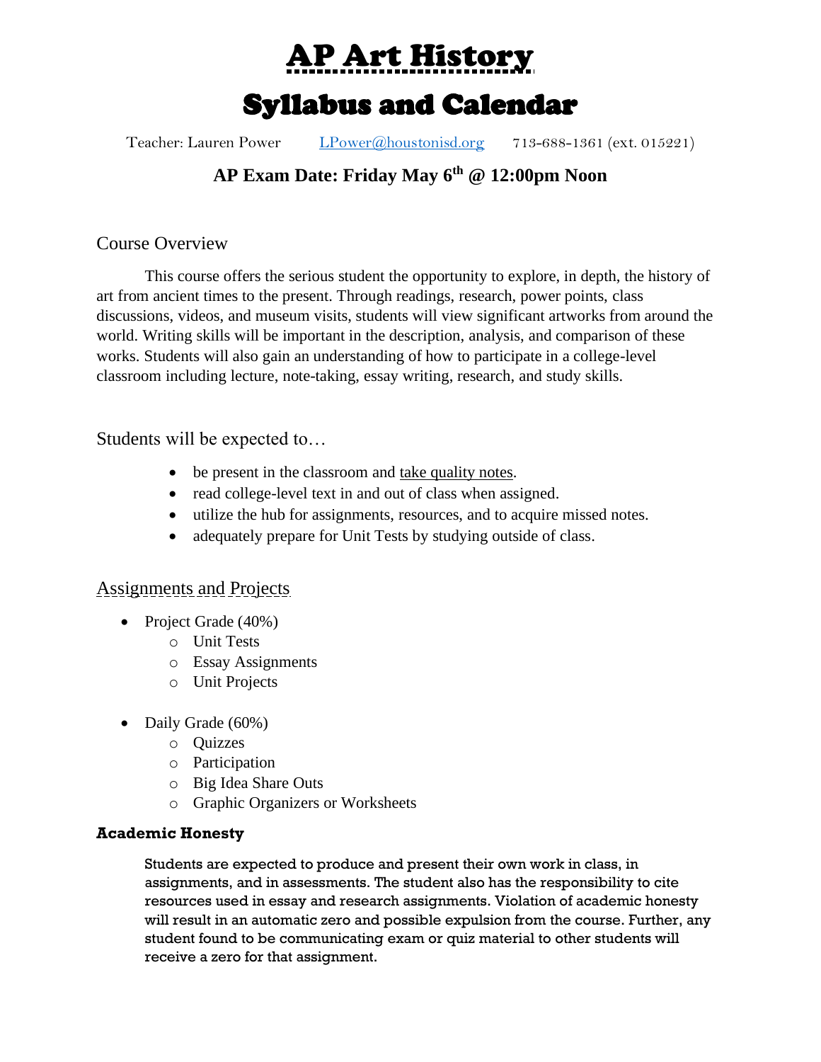# AP Art History

# Syllabus and Calendar

Teacher: Lauren Power    LPower@houstonisd.org    713-688-1361 (ext. 015221)

## AP Exam Date: Friday May 6th @ 12:00pm Noon

## Course Overview

This course offers the serious student the opportunity to explore, in depth, the history of art from ancient times to the present. Through readings, research, power points, class discussions, videos, and museum visits, students will view significant artworks from around the world. Writing skills will be important in the description, analysis, and comparison of these works. Students will also gain an understanding of how to participate in a college-level classroom including lecture, note-taking, essay writing, research, and study skills.

## Students will be expected to…

- be present in the classroom and take quality notes.
- read college-level text in and out of class when assigned.
- utilize the hub for assignments, resources, and to acquire missed notes.
- adequately prepare for Unit Tests by studying outside of class.

## Assignments and Projects

- Project Grade (40%)
  - Unit Tests
  - Essay Assignments
  - Unit Projects
- Daily Grade (60%)
  - Quizzes
  - Participation
  - Big Idea Share Outs
  - Graphic Organizers or Worksheets

### Academic Honesty

Students are expected to produce and present their own work in class, in assignments, and in assessments. The student also has the responsibility to cite resources used in essay and research assignments. Violation of academic honesty will result in an automatic zero and possible expulsion from the course. Further, any student found to be communicating exam or quiz material to other students will receive a zero for that assignment.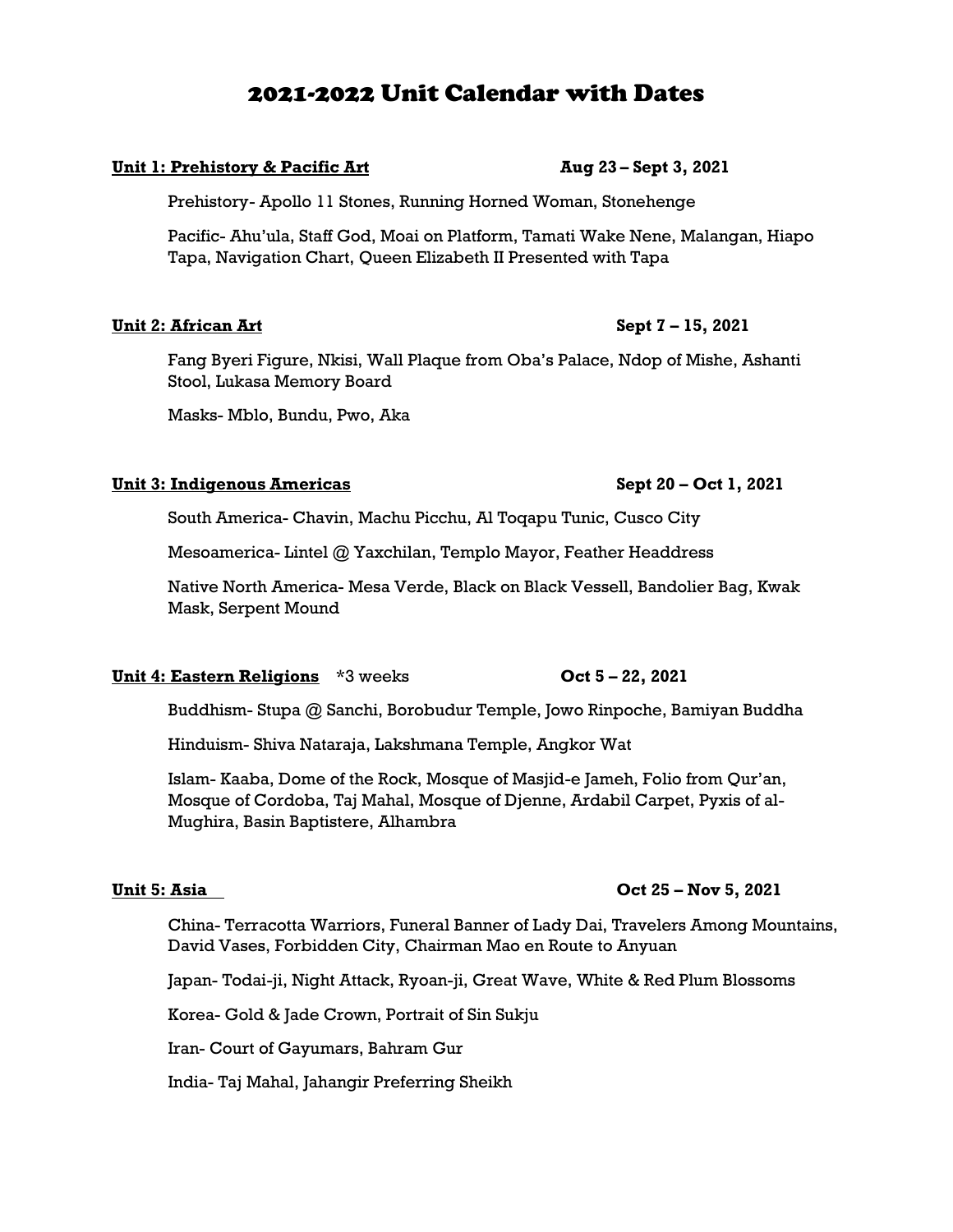# 2021-2022 Unit Calendar with Dates

**Unit 1: Prehistory & Pacific Art** **Aug 23 – Sept 3, 2021**

Prehistory- Apollo 11 Stones, Running Horned Woman, Stonehenge

Pacific- Ahu'ula, Staff God, Moai on Platform, Tamati Wake Nene, Malangan, Hiapo Tapa, Navigation Chart, Queen Elizabeth II Presented with Tapa

**Unit 2: African Art** **Sept 7 – 15, 2021**

Fang Byeri Figure, Nkisi, Wall Plaque from Oba's Palace, Ndop of Mishe, Ashanti Stool, Lukasa Memory Board

Masks- Mblo, Bundu, Pwo, Aka

**Unit 3: Indigenous Americas** **Sept 20 – Oct 1, 2021**

South America- Chavin, Machu Picchu, Al Toqapu Tunic, Cusco City

Mesoamerica- Lintel @ Yaxchilan, Templo Mayor, Feather Headdress

Native North America- Mesa Verde, Black on Black Vessell, Bandolier Bag, Kwak Mask, Serpent Mound

**Unit 4: Eastern Religions** *3 weeks **Oct 5 – 22, 2021**

Buddhism- Stupa @ Sanchi, Borobudur Temple, Jowo Rinpoche, Bamiyan Buddha

Hinduism- Shiva Nataraja, Lakshmana Temple, Angkor Wat

Islam- Kaaba, Dome of the Rock, Mosque of Masjid-e Jameh, Folio from Qur'an, Mosque of Cordoba, Taj Mahal, Mosque of Djenne, Ardabil Carpet, Pyxis of al-Mughira, Basin Baptistere, Alhambra

**Unit 5: Asia** **Oct 25 – Nov 5, 2021**

China- Terracotta Warriors, Funeral Banner of Lady Dai, Travelers Among Mountains, David Vases, Forbidden City, Chairman Mao en Route to Anyuan

Japan- Todai-ji, Night Attack, Ryoan-ji, Great Wave, White & Red Plum Blossoms

Korea- Gold & Jade Crown, Portrait of Sin Sukju

Iran- Court of Gayumars, Bahram Gur

India- Taj Mahal, Jahangir Preferring Sheikh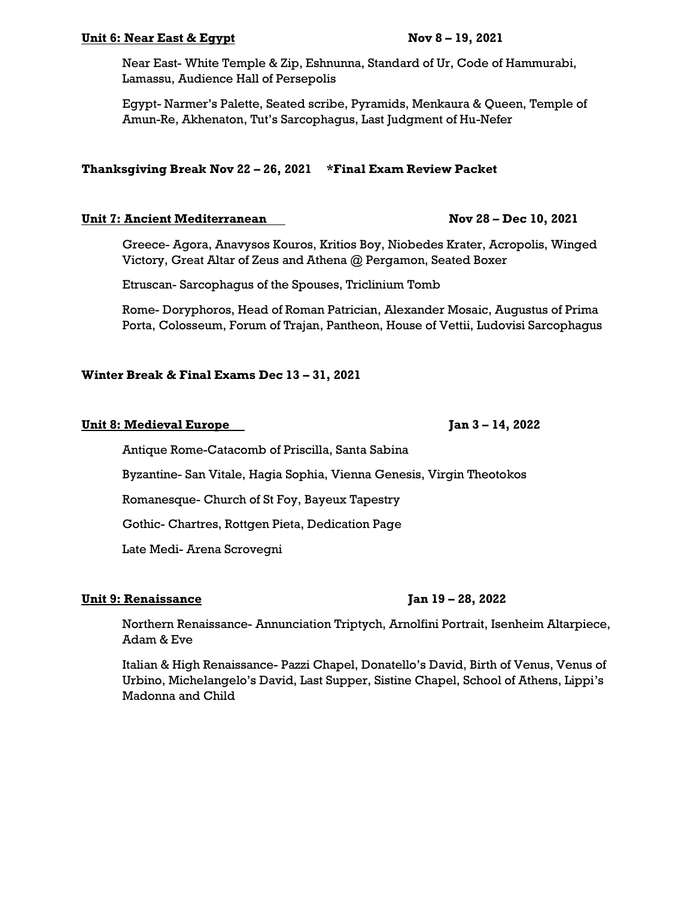**Unit 6: Near East & Egypt** **Nov 8 – 19, 2021**

Near East- White Temple & Zip, Eshnunna, Standard of Ur, Code of Hammurabi, Lamassu, Audience Hall of Persepolis

Egypt- Narmer's Palette, Seated scribe, Pyramids, Menkaura & Queen, Temple of Amun-Re, Akhenaton, Tut's Sarcophagus, Last Judgment of Hu-Nefer

**Thanksgiving Break Nov 22 – 26, 2021 \*Final Exam Review Packet**

**Unit 7: Ancient Mediterranean** **Nov 28 – Dec 10, 2021**

Greece- Agora, Anavysos Kouros, Kritios Boy, Niobedes Krater, Acropolis, Winged Victory, Great Altar of Zeus and Athena @ Pergamon, Seated Boxer

Etruscan- Sarcophagus of the Spouses, Triclinium Tomb

Rome- Doryphoros, Head of Roman Patrician, Alexander Mosaic, Augustus of Prima Porta, Colosseum, Forum of Trajan, Pantheon, House of Vettii, Ludovisi Sarcophagus

**Winter Break & Final Exams Dec 13 – 31, 2021**

**Unit 8: Medieval Europe** **Jan 3 – 14, 2022**

Antique Rome-Catacomb of Priscilla, Santa Sabina

Byzantine- San Vitale, Hagia Sophia, Vienna Genesis, Virgin Theotokos

Romanesque- Church of St Foy, Bayeux Tapestry

Gothic- Chartres, Rottgen Pieta, Dedication Page

Late Medi- Arena Scrovegni

**Unit 9: Renaissance** **Jan 19 – 28, 2022**

Northern Renaissance- Annunciation Triptych, Arnolfini Portrait, Isenheim Altarpiece, Adam & Eve

Italian & High Renaissance- Pazzi Chapel, Donatello's David, Birth of Venus, Venus of Urbino, Michelangelo's David, Last Supper, Sistine Chapel, School of Athens, Lippi's Madonna and Child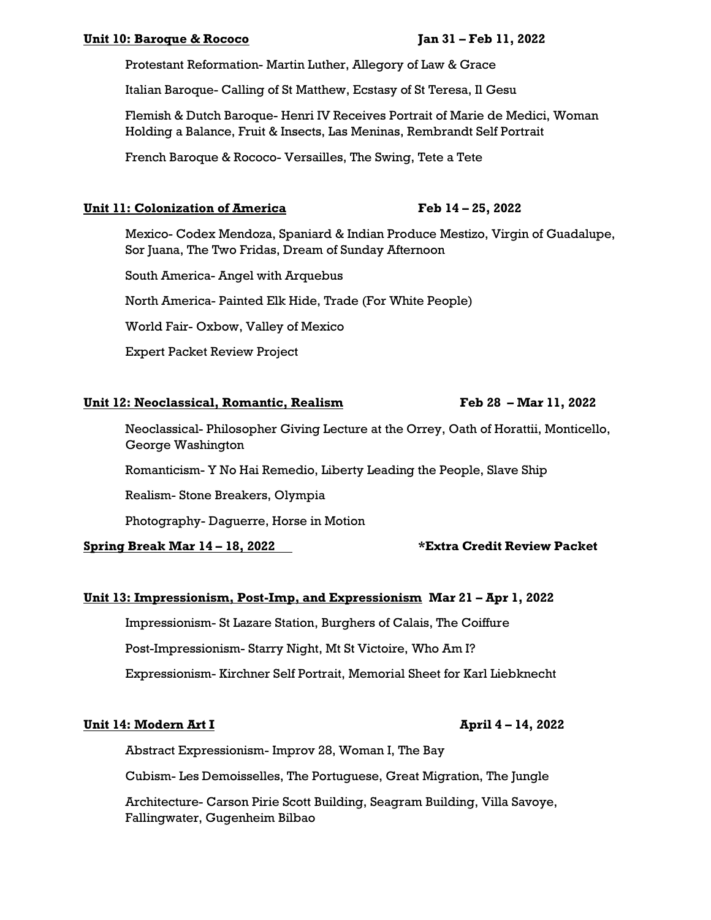**<u>Unit 10: Baroque & Rococo</u>** **Jan 31 – Feb 11, 2022**

Protestant Reformation- Martin Luther, Allegory of Law & Grace

Italian Baroque- Calling of St Matthew, Ecstasy of St Teresa, Il Gesu

Flemish & Dutch Baroque- Henri IV Receives Portrait of Marie de Medici, Woman Holding a Balance, Fruit & Insects, Las Meninas, Rembrandt Self Portrait

French Baroque & Rococo- Versailles, The Swing, Tete a Tete

**<u>Unit 11: Colonization of America</u>** **Feb 14 – 25, 2022**

Mexico- Codex Mendoza, Spaniard & Indian Produce Mestizo, Virgin of Guadalupe, Sor Juana, The Two Fridas, Dream of Sunday Afternoon

South America- Angel with Arquebus

North America- Painted Elk Hide, Trade (For White People)

World Fair- Oxbow, Valley of Mexico

Expert Packet Review Project

**<u>Unit 12: Neoclassical, Romantic, Realism</u>** **Feb 28 – Mar 11, 2022**

Neoclassical- Philosopher Giving Lecture at the Orrey, Oath of Horattii, Monticello, George Washington

Romanticism- Y No Hai Remedio, Liberty Leading the People, Slave Ship

Realism- Stone Breakers, Olympia

Photography- Daguerre, Horse in Motion

**<u>Spring Break Mar 14 – 18, 2022</u>** **\*Extra Credit Review Packet**

**<u>Unit 13: Impressionism, Post-Imp, and Expressionism</u>** **Mar 21 – Apr 1, 2022**

Impressionism- St Lazare Station, Burghers of Calais, The Coiffure

Post-Impressionism- Starry Night, Mt St Victoire, Who Am I?

Expressionism- Kirchner Self Portrait, Memorial Sheet for Karl Liebknecht

**<u>Unit 14: Modern Art I</u>** **April 4 – 14, 2022**

Abstract Expressionism- Improv 28, Woman I, The Bay

Cubism- Les Demoisselles, The Portuguese, Great Migration, The Jungle

Architecture- Carson Pirie Scott Building, Seagram Building, Villa Savoye, Fallingwater, Gugenheim Bilbao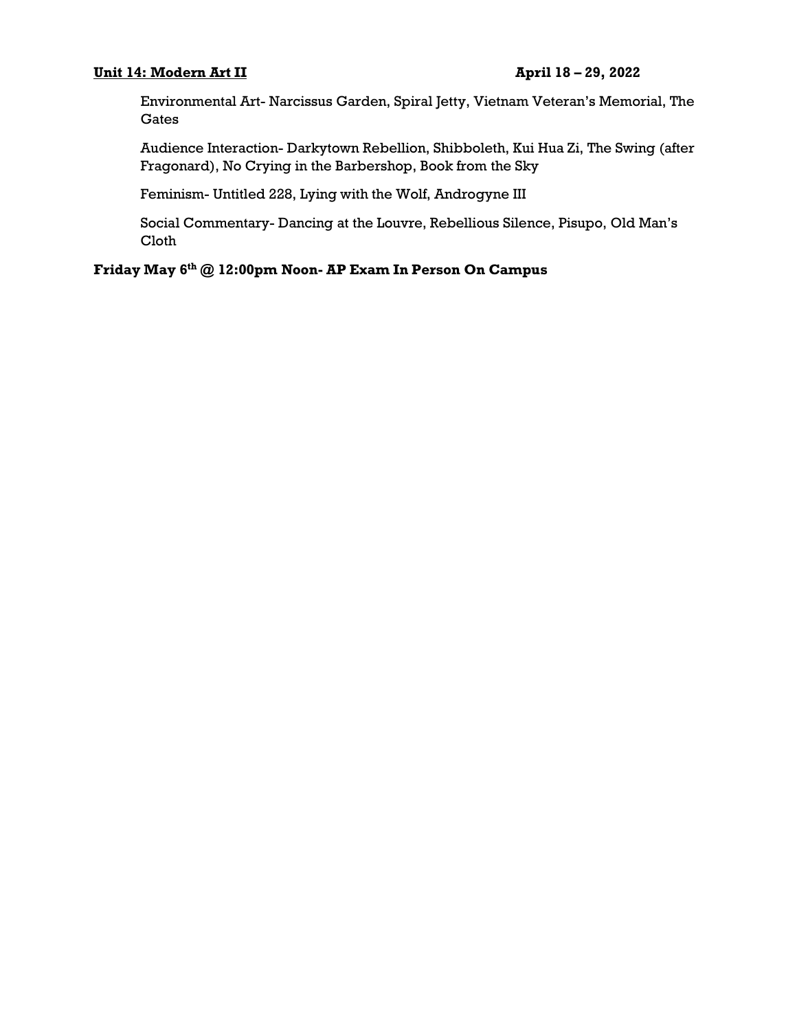**<u>Unit 14: Modern Art II</u>** **April 18 – 29, 2022**

Environmental Art- Narcissus Garden, Spiral Jetty, Vietnam Veteran's Memorial, The Gates

Audience Interaction- Darkytown Rebellion, Shibboleth, Kui Hua Zi, The Swing (after Fragonard), No Crying in the Barbershop, Book from the Sky

Feminism- Untitled 228, Lying with the Wolf, Androgyne III

Social Commentary- Dancing at the Louvre, Rebellious Silence, Pisupo, Old Man's Cloth

**Friday May 6th @ 12:00pm Noon- AP Exam In Person On Campus**